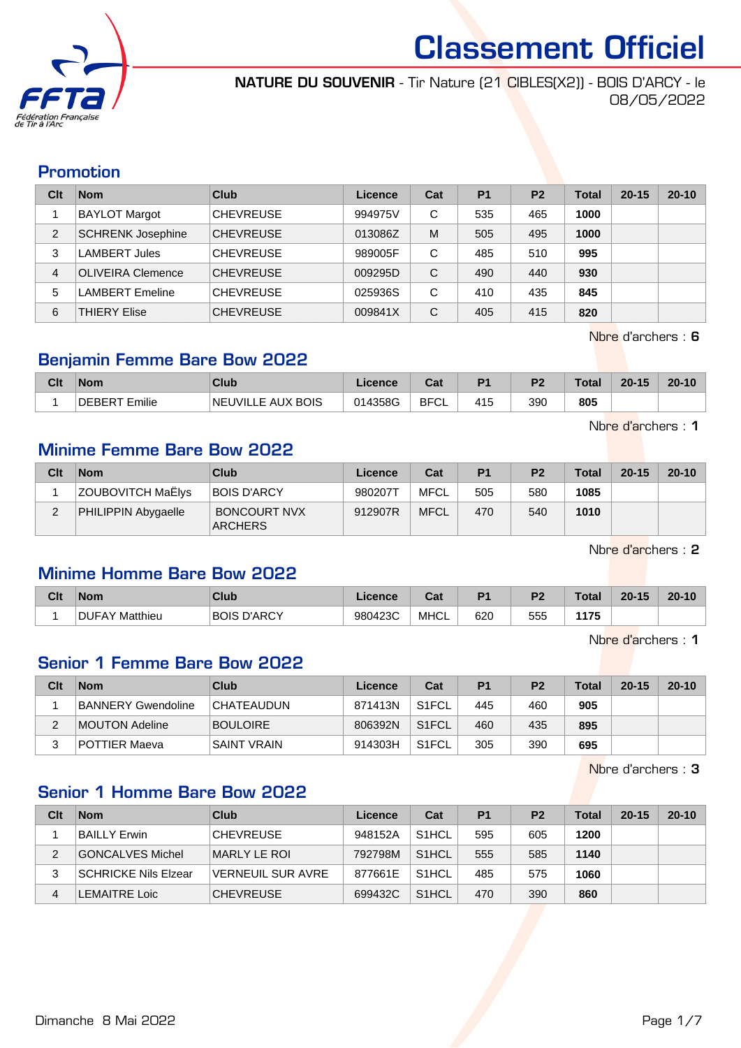# Classement Officiel

**NATURE DU SOUVENIR** - Tir Nature (21 CIBLES(X2)) - BOIS D'ARCY - le 08/05/2022

## Promotion

| Clt | Nom | Club | Licence | Cat | P1 | P2 | Total | 20-15 | 20-10 |
|---|---|---|---|---|---|---|---|---|---|
| 1 | BAYLOT Margot | CHEVREUSE | 994975V | C | 535 | 465 | **1000** | | |
| 2 | SCHRENK Josephine | CHEVREUSE | 013086Z | M | 505 | 495 | **1000** | | |
| 3 | LAMBERT Jules | CHEVREUSE | 989005F | C | 485 | 510 | **995** | | |
| 4 | OLIVEIRA Clemence | CHEVREUSE | 009295D | C | 490 | 440 | **930** | | |
| 5 | LAMBERT Emeline | CHEVREUSE | 025936S | C | 410 | 435 | **845** | | |
| 6 | THIERY Elise | CHEVREUSE | 009841X | C | 405 | 415 | **820** | | |

Nbre d'archers : **6**

## Benjamin Femme Bare Bow 2022

| Clt | Nom | Club | Licence | Cat | P1 | P2 | Total | 20-15 | 20-10 |
|---|---|---|---|---|---|---|---|---|---|
| 1 | DEBERT Emilie | NEUVILLE AUX BOIS | 014358G | BFCL | 415 | 390 | **805** | | |

Nbre d'archers : **1**

## Minime Femme Bare Bow 2022

| Clt | Nom | Club | Licence | Cat | P1 | P2 | Total | 20-15 | 20-10 |
|---|---|---|---|---|---|---|---|---|---|
| 1 | ZOUBOVITCH MaËlys | BOIS D'ARCY | 980207T | MFCL | 505 | 580 | **1085** | | |
| 2 | PHILIPPIN Abygaelle | BONCOURT NVX ARCHERS | 912907R | MFCL | 470 | 540 | **1010** | | |

Nbre d'archers : **2**

## Minime Homme Bare Bow 2022

| Clt | Nom | Club | Licence | Cat | P1 | P2 | Total | 20-15 | 20-10 |
|---|---|---|---|---|---|---|---|---|---|
| 1 | DUFAY Matthieu | BOIS D'ARCY | 980423C | MHCL | 620 | 555 | **1175** | | |

Nbre d'archers : **1**

## Senior 1 Femme Bare Bow 2022

| Clt | Nom | Club | Licence | Cat | P1 | P2 | Total | 20-15 | 20-10 |
|---|---|---|---|---|---|---|---|---|---|
| 1 | BANNERY Gwendoline | CHATEAUDUN | 871413N | S1FCL | 445 | 460 | **905** | | |
| 2 | MOUTON Adeline | BOULOIRE | 806392N | S1FCL | 460 | 435 | **895** | | |
| 3 | POTTIER Maeva | SAINT VRAIN | 914303H | S1FCL | 305 | 390 | **695** | | |

Nbre d'archers : **3**

## Senior 1 Homme Bare Bow 2022

| Clt | Nom | Club | Licence | Cat | P1 | P2 | Total | 20-15 | 20-10 |
|---|---|---|---|---|---|---|---|---|---|
| 1 | BAILLY Erwin | CHEVREUSE | 948152A | S1HCL | 595 | 605 | **1200** | | |
| 2 | GONCALVES Michel | MARLY LE ROI | 792798M | S1HCL | 555 | 585 | **1140** | | |
| 3 | SCHRICKE Nils Elzear | VERNEUIL SUR AVRE | 877661E | S1HCL | 485 | 575 | **1060** | | |
| 4 | LEMAITRE Loic | CHEVREUSE | 699432C | S1HCL | 470 | 390 | **860** | | |

Dimanche 8 Mai 2022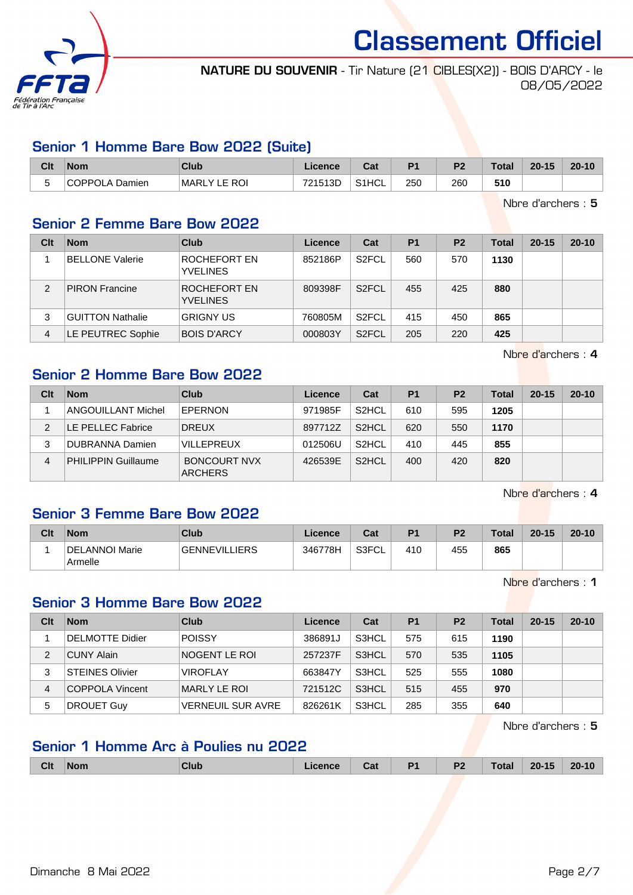# Classement Officiel

**NATURE DU SOUVENIR** - Tir Nature (21 CIBLES(X2)) - BOIS D'ARCY - le 08/05/2022

## Senior 1 Homme Bare Bow 2022 (Suite)

| Clt | Nom | Club | Licence | Cat | P1 | P2 | Total | 20-15 | 20-10 |
|---|---|---|---|---|---|---|---|---|---|
| 5 | COPPOLA Damien | MARLY LE ROI | 721513D | S1HCL | 250 | 260 | **510** | | |

Nbre d'archers : **5**

## Senior 2 Femme Bare Bow 2022

| Clt | Nom | Club | Licence | Cat | P1 | P2 | Total | 20-15 | 20-10 |
|---|---|---|---|---|---|---|---|---|---|
| 1 | BELLONE Valerie | ROCHEFORT EN YVELINES | 852186P | S2FCL | 560 | 570 | **1130** | | |
| 2 | PIRON Francine | ROCHEFORT EN YVELINES | 809398F | S2FCL | 455 | 425 | **880** | | |
| 3 | GUITTON Nathalie | GRIGNY US | 760805M | S2FCL | 415 | 450 | **865** | | |
| 4 | LE PEUTREC Sophie | BOIS D'ARCY | 000803Y | S2FCL | 205 | 220 | **425** | | |

Nbre d'archers : **4**

## Senior 2 Homme Bare Bow 2022

| Clt | Nom | Club | Licence | Cat | P1 | P2 | Total | 20-15 | 20-10 |
|---|---|---|---|---|---|---|---|---|---|
| 1 | ANGOUILLANT Michel | EPERNON | 971985F | S2HCL | 610 | 595 | **1205** | | |
| 2 | LE PELLEC Fabrice | DREUX | 897712Z | S2HCL | 620 | 550 | **1170** | | |
| 3 | DUBRANNA Damien | VILLEPREUX | 012506U | S2HCL | 410 | 445 | **855** | | |
| 4 | PHILIPPIN Guillaume | BONCOURT NVX ARCHERS | 426539E | S2HCL | 400 | 420 | **820** | | |

Nbre d'archers : **4**

## Senior 3 Femme Bare Bow 2022

| Clt | Nom | Club | Licence | Cat | P1 | P2 | Total | 20-15 | 20-10 |
|---|---|---|---|---|---|---|---|---|---|
| 1 | DELANNOI Marie Armelle | GENNEVILLIERS | 346778H | S3FCL | 410 | 455 | **865** | | |

Nbre d'archers : **1**

## Senior 3 Homme Bare Bow 2022

| Clt | Nom | Club | Licence | Cat | P1 | P2 | Total | 20-15 | 20-10 |
|---|---|---|---|---|---|---|---|---|---|
| 1 | DELMOTTE Didier | POISSY | 386891J | S3HCL | 575 | 615 | **1190** | | |
| 2 | CUNY Alain | NOGENT LE ROI | 257237F | S3HCL | 570 | 535 | **1105** | | |
| 3 | STEINES Olivier | VIROFLAY | 663847Y | S3HCL | 525 | 555 | **1080** | | |
| 4 | COPPOLA Vincent | MARLY LE ROI | 721512C | S3HCL | 515 | 455 | **970** | | |
| 5 | DROUET Guy | VERNEUIL SUR AVRE | 826261K | S3HCL | 285 | 355 | **640** | | |

Nbre d'archers : **5**

## Senior 1 Homme Arc à Poulies nu 2022

| Clt | Nom | Club | Licence | Cat | P1 | P2 | Total | 20-15 | 20-10 |
|---|---|---|---|---|---|---|---|---|---|

Dimanche 8 Mai 2022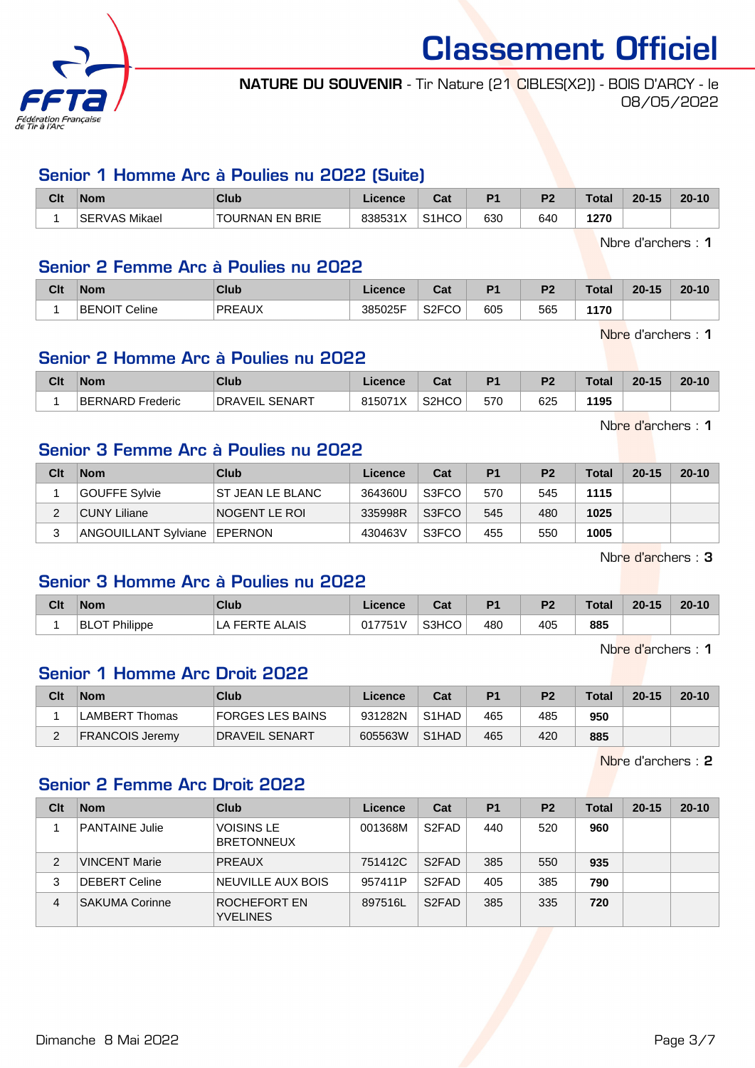# Classement Officiel

**NATURE DU SOUVENIR** - Tir Nature (21 CIBLES(X2)) - BOIS D'ARCY - le 08/05/2022

## Senior 1 Homme Arc à Poulies nu 2022 (Suite)

| Clt | Nom | Club | Licence | Cat | P1 | P2 | Total | 20-15 | 20-10 |
|---|---|---|---|---|---|---|---|---|---|
| 1 | SERVAS Mikael | TOURNAN EN BRIE | 838531X | S1HCO | 630 | 640 | **1270** | | |

Nbre d'archers : **1**

## Senior 2 Femme Arc à Poulies nu 2022

| Clt | Nom | Club | Licence | Cat | P1 | P2 | Total | 20-15 | 20-10 |
|---|---|---|---|---|---|---|---|---|---|
| 1 | BENOIT Celine | PREAUX | 385025F | S2FCO | 605 | 565 | **1170** | | |

Nbre d'archers : **1**

## Senior 2 Homme Arc à Poulies nu 2022

| Clt | Nom | Club | Licence | Cat | P1 | P2 | Total | 20-15 | 20-10 |
|---|---|---|---|---|---|---|---|---|---|
| 1 | BERNARD Frederic | DRAVEIL SENART | 815071X | S2HCO | 570 | 625 | **1195** | | |

Nbre d'archers : **1**

## Senior 3 Femme Arc à Poulies nu 2022

| Clt | Nom | Club | Licence | Cat | P1 | P2 | Total | 20-15 | 20-10 |
|---|---|---|---|---|---|---|---|---|---|
| 1 | GOUFFE Sylvie | ST JEAN LE BLANC | 364360U | S3FCO | 570 | 545 | **1115** | | |
| 2 | CUNY Liliane | NOGENT LE ROI | 335998R | S3FCO | 545 | 480 | **1025** | | |
| 3 | ANGOUILLANT Sylviane | EPERNON | 430463V | S3FCO | 455 | 550 | **1005** | | |

Nbre d'archers : **3**

## Senior 3 Homme Arc à Poulies nu 2022

| Clt | Nom | Club | Licence | Cat | P1 | P2 | Total | 20-15 | 20-10 |
|---|---|---|---|---|---|---|---|---|---|
| 1 | BLOT Philippe | LA FERTE ALAIS | 017751V | S3HCO | 480 | 405 | **885** | | |

Nbre d'archers : **1**

## Senior 1 Homme Arc Droit 2022

| Clt | Nom | Club | Licence | Cat | P1 | P2 | Total | 20-15 | 20-10 |
|---|---|---|---|---|---|---|---|---|---|
| 1 | LAMBERT Thomas | FORGES LES BAINS | 931282N | S1HAD | 465 | 485 | **950** | | |
| 2 | FRANCOIS Jeremy | DRAVEIL SENART | 605563W | S1HAD | 465 | 420 | **885** | | |

Nbre d'archers : **2**

## Senior 2 Femme Arc Droit 2022

| Clt | Nom | Club | Licence | Cat | P1 | P2 | Total | 20-15 | 20-10 |
|---|---|---|---|---|---|---|---|---|---|
| 1 | PANTAINE Julie | VOISINS LE BRETONNEUX | 001368M | S2FAD | 440 | 520 | **960** | | |
| 2 | VINCENT Marie | PREAUX | 751412C | S2FAD | 385 | 550 | **935** | | |
| 3 | DEBERT Celine | NEUVILLE AUX BOIS | 957411P | S2FAD | 405 | 385 | **790** | | |
| 4 | SAKUMA Corinne | ROCHEFORT EN YVELINES | 897516L | S2FAD | 385 | 335 | **720** | | |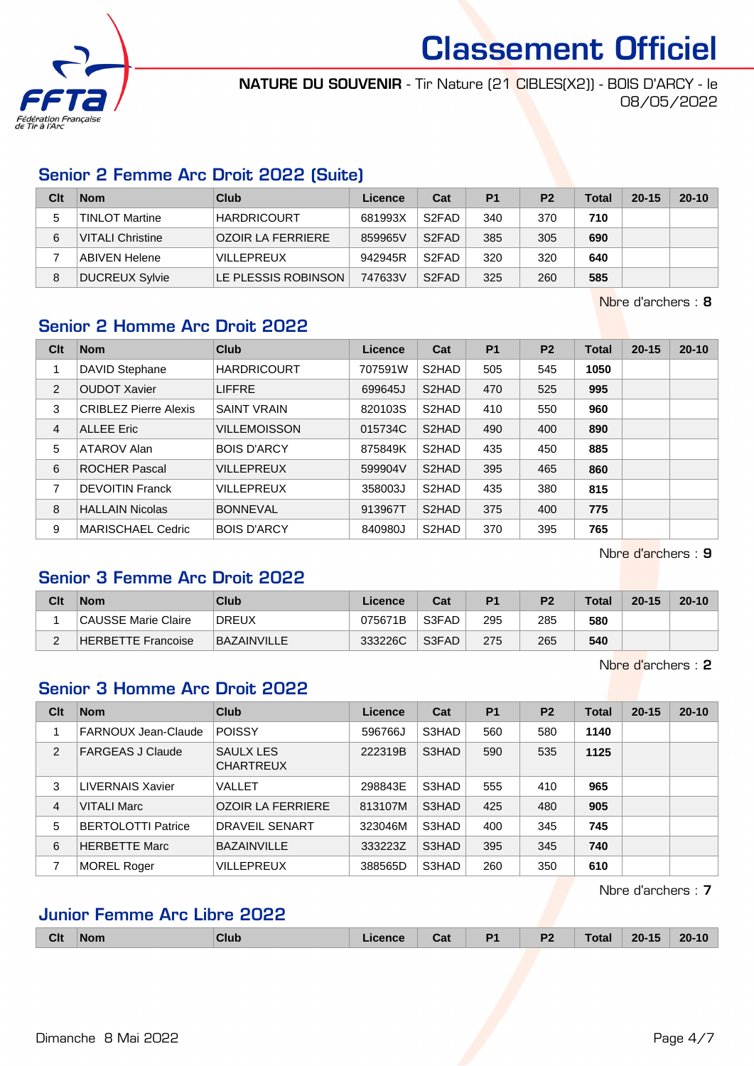# Classement Officiel

**NATURE DU SOUVENIR** - Tir Nature (21 CIBLES(X2)) - BOIS D'ARCY - le 08/05/2022

## Senior 2 Femme Arc Droit 2022 (Suite)

| Clt | Nom | Club | Licence | Cat | P1 | P2 | Total | 20-15 | 20-10 |
|---|---|---|---|---|---|---|---|---|---|
| 5 | TINLOT Martine | HARDRICOURT | 681993X | S2FAD | 340 | 370 | **710** | | |
| 6 | VITALI Christine | OZOIR LA FERRIERE | 859965V | S2FAD | 385 | 305 | **690** | | |
| 7 | ABIVEN Helene | VILLEPREUX | 942945R | S2FAD | 320 | 320 | **640** | | |
| 8 | DUCREUX Sylvie | LE PLESSIS ROBINSON | 747633V | S2FAD | 325 | 260 | **585** | | |

Nbre d'archers : **8**

## Senior 2 Homme Arc Droit 2022

| Clt | Nom | Club | Licence | Cat | P1 | P2 | Total | 20-15 | 20-10 |
|---|---|---|---|---|---|---|---|---|---|
| 1 | DAVID Stephane | HARDRICOURT | 707591W | S2HAD | 505 | 545 | **1050** | | |
| 2 | OUDOT Xavier | LIFFRE | 699645J | S2HAD | 470 | 525 | **995** | | |
| 3 | CRIBLEZ Pierre Alexis | SAINT VRAIN | 820103S | S2HAD | 410 | 550 | **960** | | |
| 4 | ALLEE Eric | VILLEMOISSON | 015734C | S2HAD | 490 | 400 | **890** | | |
| 5 | ATAROV Alan | BOIS D'ARCY | 875849K | S2HAD | 435 | 450 | **885** | | |
| 6 | ROCHER Pascal | VILLEPREUX | 599904V | S2HAD | 395 | 465 | **860** | | |
| 7 | DEVOITIN Franck | VILLEPREUX | 358003J | S2HAD | 435 | 380 | **815** | | |
| 8 | HALLAIN Nicolas | BONNEVAL | 913967T | S2HAD | 375 | 400 | **775** | | |
| 9 | MARISCHAEL Cedric | BOIS D'ARCY | 840980J | S2HAD | 370 | 395 | **765** | | |

Nbre d'archers : **9**

## Senior 3 Femme Arc Droit 2022

| Clt | Nom | Club | Licence | Cat | P1 | P2 | Total | 20-15 | 20-10 |
|---|---|---|---|---|---|---|---|---|---|
| 1 | CAUSSE Marie Claire | DREUX | 075671B | S3FAD | 295 | 285 | **580** | | |
| 2 | HERBETTE Francoise | BAZAINVILLE | 333226C | S3FAD | 275 | 265 | **540** | | |

Nbre d'archers : **2**

## Senior 3 Homme Arc Droit 2022

| Clt | Nom | Club | Licence | Cat | P1 | P2 | Total | 20-15 | 20-10 |
|---|---|---|---|---|---|---|---|---|---|
| 1 | FARNOUX Jean-Claude | POISSY | 596766J | S3HAD | 560 | 580 | **1140** | | |
| 2 | FARGEAS J Claude | SAULX LES CHARTREUX | 222319B | S3HAD | 590 | 535 | **1125** | | |
| 3 | LIVERNAIS Xavier | VALLET | 298843E | S3HAD | 555 | 410 | **965** | | |
| 4 | VITALI Marc | OZOIR LA FERRIERE | 813107M | S3HAD | 425 | 480 | **905** | | |
| 5 | BERTOLOTTI Patrice | DRAVEIL SENART | 323046M | S3HAD | 400 | 345 | **745** | | |
| 6 | HERBETTE Marc | BAZAINVILLE | 333223Z | S3HAD | 395 | 345 | **740** | | |
| 7 | MOREL Roger | VILLEPREUX | 388565D | S3HAD | 260 | 350 | **610** | | |

Nbre d'archers : **7**

## Junior Femme Arc Libre 2022

| Clt | Nom | Club | Licence | Cat | P1 | P2 | Total | 20-15 | 20-10 |
|---|---|---|---|---|---|---|---|---|---|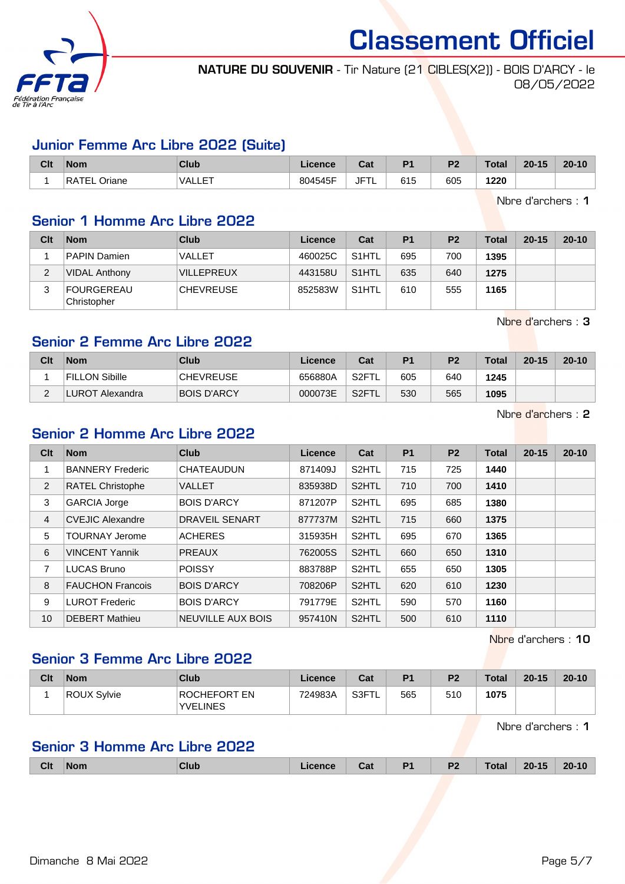# Classement Officiel

**NATURE DU SOUVENIR** - Tir Nature (21 CIBLES(X2)) - BOIS D'ARCY - le 08/05/2022

## Junior Femme Arc Libre 2022 (Suite)

| Clt | Nom | Club | Licence | Cat | P1 | P2 | Total | 20-15 | 20-10 |
|---|---|---|---|---|---|---|---|---|---|
| 1 | RATEL Oriane | VALLET | 804545F | JFTL | 615 | 605 | **1220** | | |

Nbre d'archers : **1**

## Senior 1 Homme Arc Libre 2022

| Clt | Nom | Club | Licence | Cat | P1 | P2 | Total | 20-15 | 20-10 |
|---|---|---|---|---|---|---|---|---|---|
| 1 | PAPIN Damien | VALLET | 460025C | S1HTL | 695 | 700 | **1395** | | |
| 2 | VIDAL Anthony | VILLEPREUX | 443158U | S1HTL | 635 | 640 | **1275** | | |
| 3 | FOURGEREAU Christopher | CHEVREUSE | 852583W | S1HTL | 610 | 555 | **1165** | | |

Nbre d'archers : **3**

## Senior 2 Femme Arc Libre 2022

| Clt | Nom | Club | Licence | Cat | P1 | P2 | Total | 20-15 | 20-10 |
|---|---|---|---|---|---|---|---|---|---|
| 1 | FILLON Sibille | CHEVREUSE | 656880A | S2FTL | 605 | 640 | **1245** | | |
| 2 | LUROT Alexandra | BOIS D'ARCY | 000073E | S2FTL | 530 | 565 | **1095** | | |

Nbre d'archers : **2**

## Senior 2 Homme Arc Libre 2022

| Clt | Nom | Club | Licence | Cat | P1 | P2 | Total | 20-15 | 20-10 |
|---|---|---|---|---|---|---|---|---|---|
| 1 | BANNERY Frederic | CHATEAUDUN | 871409J | S2HTL | 715 | 725 | **1440** | | |
| 2 | RATEL Christophe | VALLET | 835938D | S2HTL | 710 | 700 | **1410** | | |
| 3 | GARCIA Jorge | BOIS D'ARCY | 871207P | S2HTL | 695 | 685 | **1380** | | |
| 4 | CVEJIC Alexandre | DRAVEIL SENART | 877737M | S2HTL | 715 | 660 | **1375** | | |
| 5 | TOURNAY Jerome | ACHERES | 315935H | S2HTL | 695 | 670 | **1365** | | |
| 6 | VINCENT Yannik | PREAUX | 762005S | S2HTL | 660 | 650 | **1310** | | |
| 7 | LUCAS Bruno | POISSY | 883788P | S2HTL | 655 | 650 | **1305** | | |
| 8 | FAUCHON Francois | BOIS D'ARCY | 708206P | S2HTL | 620 | 610 | **1230** | | |
| 9 | LUROT Frederic | BOIS D'ARCY | 791779E | S2HTL | 590 | 570 | **1160** | | |
| 10 | DEBERT Mathieu | NEUVILLE AUX BOIS | 957410N | S2HTL | 500 | 610 | **1110** | | |

Nbre d'archers : **10**

## Senior 3 Femme Arc Libre 2022

| Clt | Nom | Club | Licence | Cat | P1 | P2 | Total | 20-15 | 20-10 |
|---|---|---|---|---|---|---|---|---|---|
| 1 | ROUX Sylvie | ROCHEFORT EN YVELINES | 724983A | S3FTL | 565 | 510 | **1075** | | |

Nbre d'archers : **1**

## Senior 3 Homme Arc Libre 2022

| Clt | Nom | Club | Licence | Cat | P1 | P2 | Total | 20-15 | 20-10 |
|---|---|---|---|---|---|---|---|---|---|

Dimanche 8 Mai 2022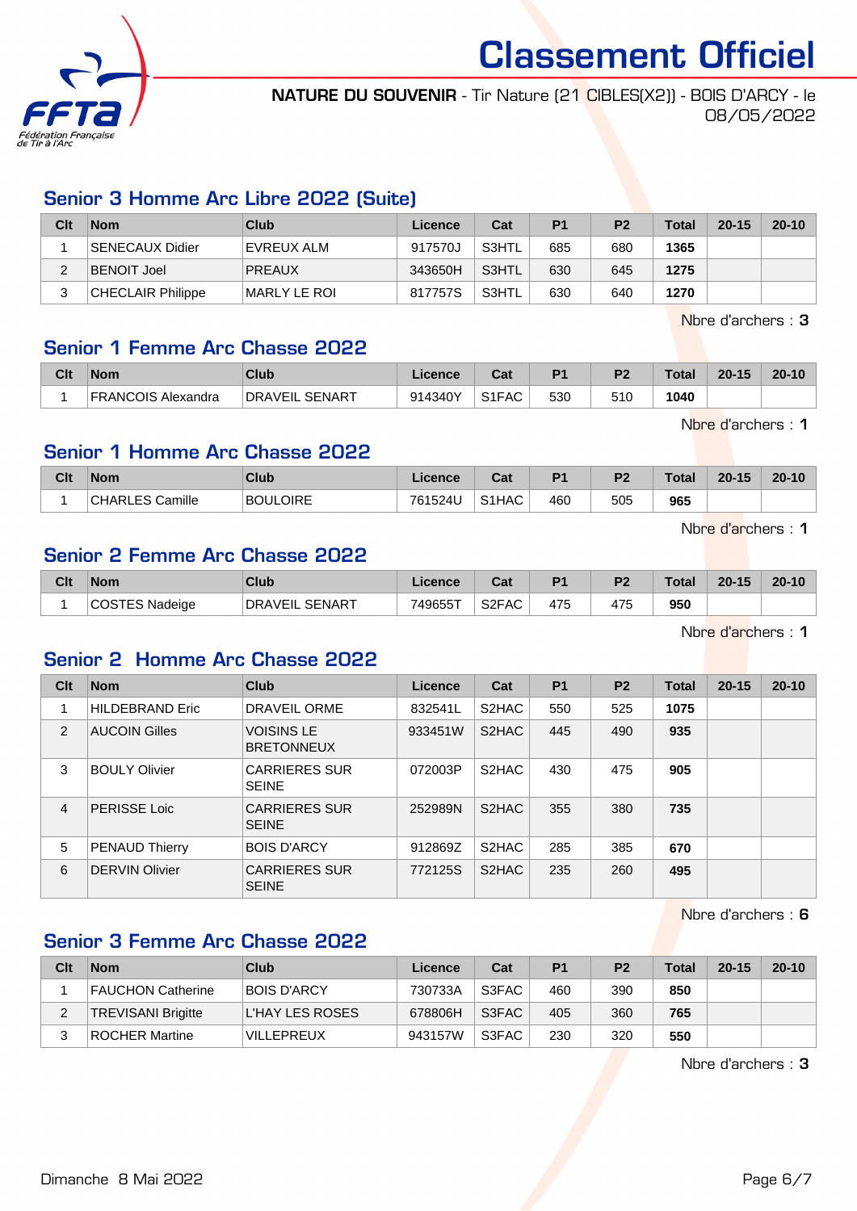# Classement Officiel

**NATURE DU SOUVENIR** - Tir Nature (21 CIBLES(X2)) - BOIS D'ARCY - le 08/05/2022

## Senior 3 Homme Arc Libre 2022 (Suite)

| Clt | Nom | Club | Licence | Cat | P1 | P2 | Total | 20-15 | 20-10 |
|---|---|---|---|---|---|---|---|---|---|
| 1 | SENECAUX Didier | EVREUX ALM | 917570J | S3HTL | 685 | 680 | **1365** | | |
| 2 | BENOIT Joel | PREAUX | 343650H | S3HTL | 630 | 645 | **1275** | | |
| 3 | CHECLAIR Philippe | MARLY LE ROI | 817757S | S3HTL | 630 | 640 | **1270** | | |

Nbre d'archers : **3**

## Senior 1 Femme Arc Chasse 2022

| Clt | Nom | Club | Licence | Cat | P1 | P2 | Total | 20-15 | 20-10 |
|---|---|---|---|---|---|---|---|---|---|
| 1 | FRANCOIS Alexandra | DRAVEIL SENART | 914340Y | S1FAC | 530 | 510 | **1040** | | |

Nbre d'archers : **1**

## Senior 1 Homme Arc Chasse 2022

| Clt | Nom | Club | Licence | Cat | P1 | P2 | Total | 20-15 | 20-10 |
|---|---|---|---|---|---|---|---|---|---|
| 1 | CHARLES Camille | BOULOIRE | 761524U | S1HAC | 460 | 505 | **965** | | |

Nbre d'archers : **1**

## Senior 2 Femme Arc Chasse 2022

| Clt | Nom | Club | Licence | Cat | P1 | P2 | Total | 20-15 | 20-10 |
|---|---|---|---|---|---|---|---|---|---|
| 1 | COSTES Nadeige | DRAVEIL SENART | 749655T | S2FAC | 475 | 475 | **950** | | |

Nbre d'archers : **1**

## Senior 2 Homme Arc Chasse 2022

| Clt | Nom | Club | Licence | Cat | P1 | P2 | Total | 20-15 | 20-10 |
|---|---|---|---|---|---|---|---|---|---|
| 1 | HILDEBRAND Eric | DRAVEIL ORME | 832541L | S2HAC | 550 | 525 | **1075** | | |
| 2 | AUCOIN Gilles | VOISINS LE BRETONNEUX | 933451W | S2HAC | 445 | 490 | **935** | | |
| 3 | BOULY Olivier | CARRIERES SUR SEINE | 072003P | S2HAC | 430 | 475 | **905** | | |
| 4 | PERISSE Loic | CARRIERES SUR SEINE | 252989N | S2HAC | 355 | 380 | **735** | | |
| 5 | PENAUD Thierry | BOIS D'ARCY | 912869Z | S2HAC | 285 | 385 | **670** | | |
| 6 | DERVIN Olivier | CARRIERES SUR SEINE | 772125S | S2HAC | 235 | 260 | **495** | | |

Nbre d'archers : **6**

## Senior 3 Femme Arc Chasse 2022

| Clt | Nom | Club | Licence | Cat | P1 | P2 | Total | 20-15 | 20-10 |
|---|---|---|---|---|---|---|---|---|---|
| 1 | FAUCHON Catherine | BOIS D'ARCY | 730733A | S3FAC | 460 | 390 | **850** | | |
| 2 | TREVISANI Brigitte | L'HAY LES ROSES | 678806H | S3FAC | 405 | 360 | **765** | | |
| 3 | ROCHER Martine | VILLEPREUX | 943157W | S3FAC | 230 | 320 | **550** | | |

Nbre d'archers : **3**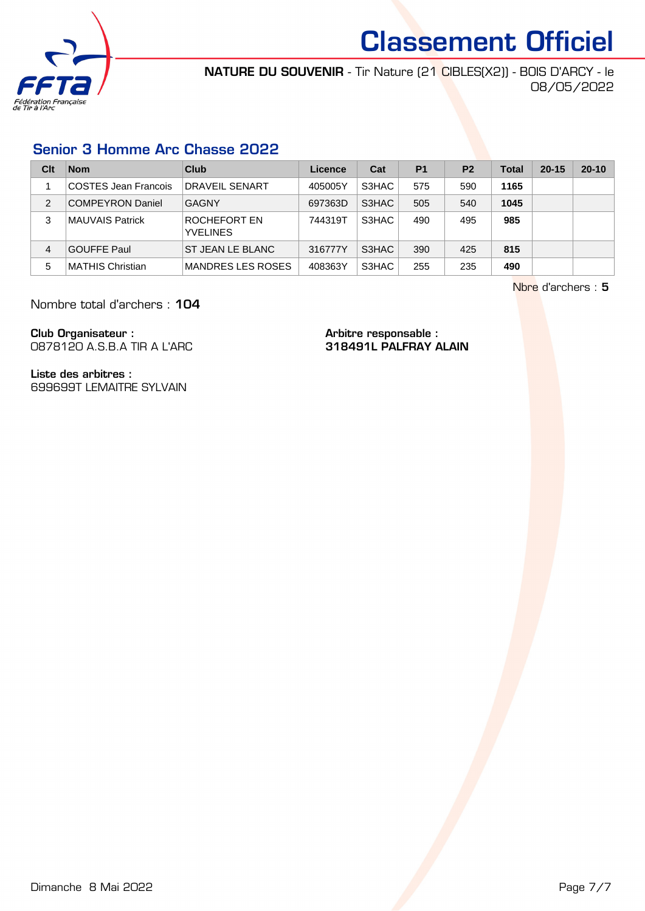# Classement Officiel

**NATURE DU SOUVENIR** - Tir Nature (21 CIBLES(X2)) - BOIS D'ARCY - le 08/05/2022

## Senior 3 Homme Arc Chasse 2022

| Clt | Nom | Club | Licence | Cat | P1 | P2 | Total | 20-15 | 20-10 |
|---|---|---|---|---|---|---|---|---|---|
| 1 | COSTES Jean Francois | DRAVEIL SENART | 405005Y | S3HAC | 575 | 590 | **1165** | | |
| 2 | COMPEYRON Daniel | GAGNY | 697363D | S3HAC | 505 | 540 | **1045** | | |
| 3 | MAUVAIS Patrick | ROCHEFORT EN YVELINES | 744319T | S3HAC | 490 | 495 | **985** | | |
| 4 | GOUFFE Paul | ST JEAN LE BLANC | 316777Y | S3HAC | 390 | 425 | **815** | | |
| 5 | MATHIS Christian | MANDRES LES ROSES | 408363Y | S3HAC | 255 | 235 | **490** | | |

Nbre d'archers : **5**

Nombre total d'archers : **104**

**Club Organisateur :**
0878120 A.S.B.A TIR A L'ARC

**Arbitre responsable :**
**318491L PALFRAY ALAIN**

**Liste des arbitres :**
699699T LEMAITRE SYLVAIN

Dimanche 8 Mai 2022